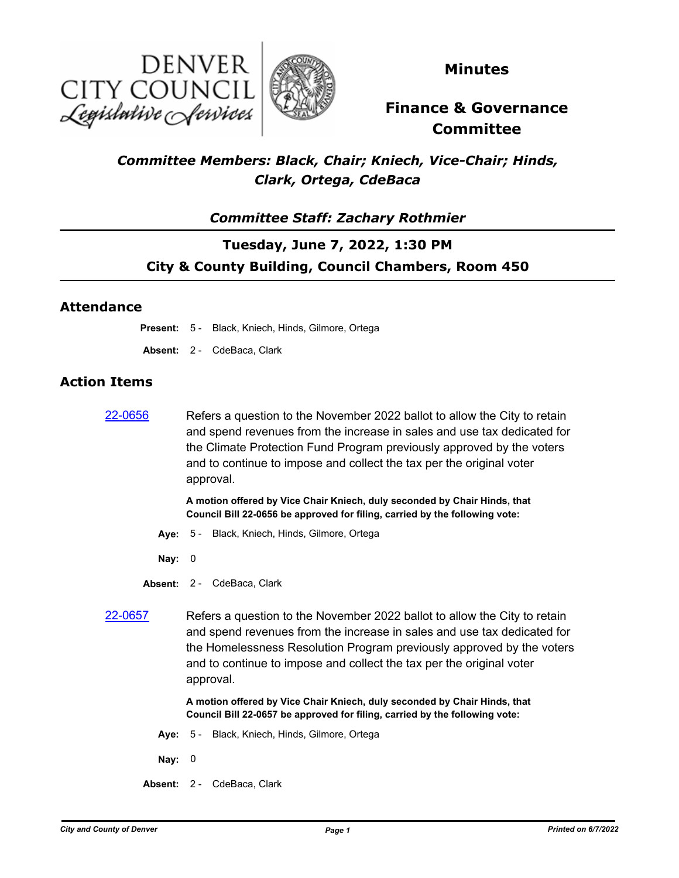# Minutes

## Finance & Governance Committee

*Committee Members: Black, Chair; Kniech, Vice-Chair; Hinds, Clark, Ortega, CdeBaca*

*Committee Staff: Zachary Rothmier*

**Tuesday, June 7, 2022, 1:30 PM**

**City & County Building, Council Chambers, Room 450**

## Attendance

**Present:** 5 - Black, Kniech, Hinds, Gilmore, Ortega

**Absent:** 2 - CdeBaca, Clark

## Action Items

**22-0656** Refers a question to the November 2022 ballot to allow the City to retain and spend revenues from the increase in sales and use tax dedicated for the Climate Protection Fund Program previously approved by the voters and to continue to impose and collect the tax per the original voter approval.

**A motion offered by Vice Chair Kniech, duly seconded by Chair Hinds, that Council Bill 22-0656 be approved for filing, carried by the following vote:**

**Aye:** 5 - Black, Kniech, Hinds, Gilmore, Ortega

**Nay:** 0

**Absent:** 2 - CdeBaca, Clark

**22-0657** Refers a question to the November 2022 ballot to allow the City to retain and spend revenues from the increase in sales and use tax dedicated for the Homelessness Resolution Program previously approved by the voters and to continue to impose and collect the tax per the original voter approval.

**A motion offered by Vice Chair Kniech, duly seconded by Chair Hinds, that Council Bill 22-0657 be approved for filing, carried by the following vote:**

**Aye:** 5 - Black, Kniech, Hinds, Gilmore, Ortega

**Nay:** 0

**Absent:** 2 - CdeBaca, Clark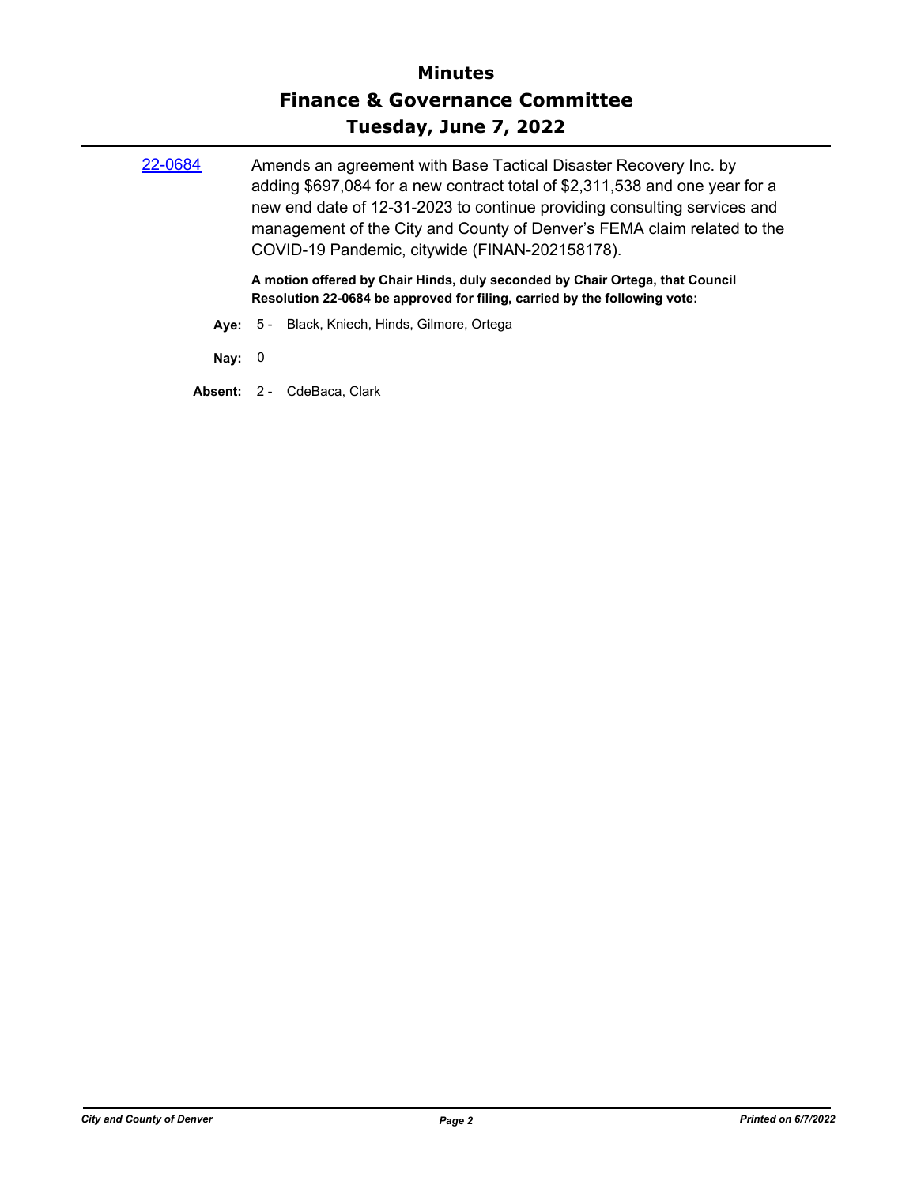[22-0684] Amends an agreement with Base Tactical Disaster Recovery Inc. by adding $697,084 for a new contract total of $2,311,538 and one year for a new end date of 12-31-2023 to continue providing consulting services and management of the City and County of Denver's FEMA claim related to the COVID-19 Pandemic, citywide (FINAN-202158178).

**A motion offered by Chair Hinds, duly seconded by Chair Ortega, that Council Resolution 22-0684 be approved for filing, carried by the following vote:**

**Aye:** 5 - Black, Kniech, Hinds, Gilmore, Ortega

**Nay:** 0

**Absent:** 2 - CdeBaca, Clark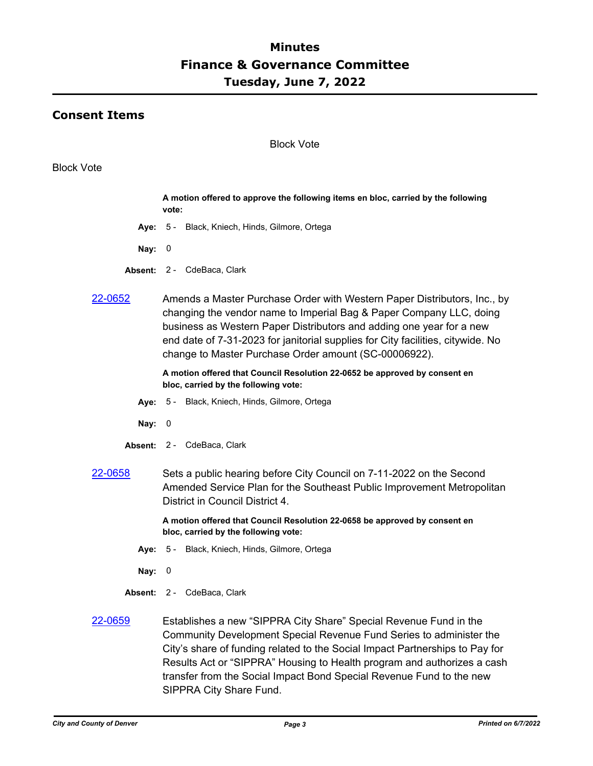# Minutes
# Finance & Governance Committee
# Tuesday, June 7, 2022

## Consent Items

Block Vote

Block Vote

**A motion offered to approve the following items en bloc, carried by the following vote:**

**Aye:** 5 - Black, Kniech, Hinds, Gilmore, Ortega

**Nay:** 0

**Absent:** 2 - CdeBaca, Clark

[22-0652] Amends a Master Purchase Order with Western Paper Distributors, Inc., by changing the vendor name to Imperial Bag & Paper Company LLC, doing business as Western Paper Distributors and adding one year for a new end date of 7-31-2023 for janitorial supplies for City facilities, citywide. No change to Master Purchase Order amount (SC-00006922).

**A motion offered that Council Resolution 22-0652 be approved by consent en bloc, carried by the following vote:**

**Aye:** 5 - Black, Kniech, Hinds, Gilmore, Ortega

**Nay:** 0

**Absent:** 2 - CdeBaca, Clark

[22-0658] Sets a public hearing before City Council on 7-11-2022 on the Second Amended Service Plan for the Southeast Public Improvement Metropolitan District in Council District 4.

**A motion offered that Council Resolution 22-0658 be approved by consent en bloc, carried by the following vote:**

**Aye:** 5 - Black, Kniech, Hinds, Gilmore, Ortega

**Nay:** 0

**Absent:** 2 - CdeBaca, Clark

[22-0659] Establishes a new “SIPPRA City Share” Special Revenue Fund in the Community Development Special Revenue Fund Series to administer the City’s share of funding related to the Social Impact Partnerships to Pay for Results Act or “SIPPRA” Housing to Health program and authorizes a cash transfer from the Social Impact Bond Special Revenue Fund to the new SIPPRA City Share Fund.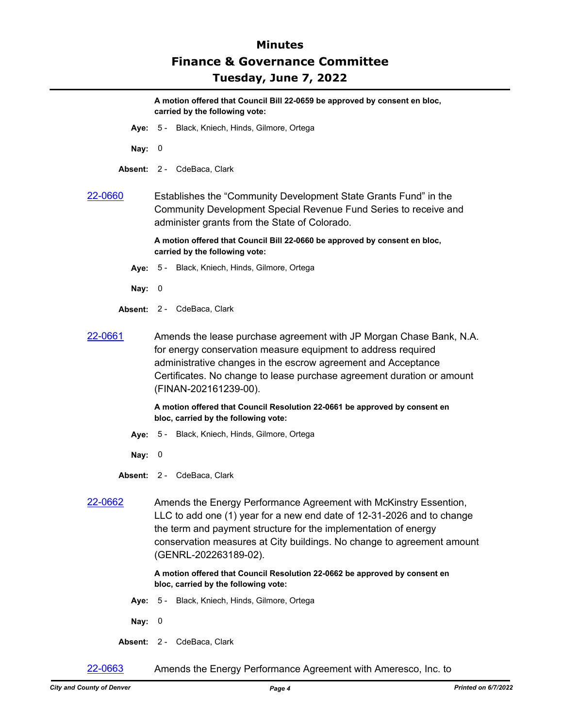**A motion offered that Council Bill 22-0659 be approved by consent en bloc, carried by the following vote:**

**Aye:** 5 - Black, Kniech, Hinds, Gilmore, Ortega

**Nay:** 0

**Absent:** 2 - CdeBaca, Clark

22-0660 Establishes the “Community Development State Grants Fund” in the Community Development Special Revenue Fund Series to receive and administer grants from the State of Colorado.

**A motion offered that Council Bill 22-0660 be approved by consent en bloc, carried by the following vote:**

**Aye:** 5 - Black, Kniech, Hinds, Gilmore, Ortega

**Nay:** 0

**Absent:** 2 - CdeBaca, Clark

22-0661 Amends the lease purchase agreement with JP Morgan Chase Bank, N.A. for energy conservation measure equipment to address required administrative changes in the escrow agreement and Acceptance Certificates. No change to lease purchase agreement duration or amount (FINAN-202161239-00).

**A motion offered that Council Resolution 22-0661 be approved by consent en bloc, carried by the following vote:**

**Aye:** 5 - Black, Kniech, Hinds, Gilmore, Ortega

**Nay:** 0

**Absent:** 2 - CdeBaca, Clark

22-0662 Amends the Energy Performance Agreement with McKinstry Essention, LLC to add one (1) year for a new end date of 12-31-2026 and to change the term and payment structure for the implementation of energy conservation measures at City buildings. No change to agreement amount (GENRL-202263189-02).

**A motion offered that Council Resolution 22-0662 be approved by consent en bloc, carried by the following vote:**

**Aye:** 5 - Black, Kniech, Hinds, Gilmore, Ortega

**Nay:** 0

**Absent:** 2 - CdeBaca, Clark

22-0663 Amends the Energy Performance Agreement with Ameresco, Inc. to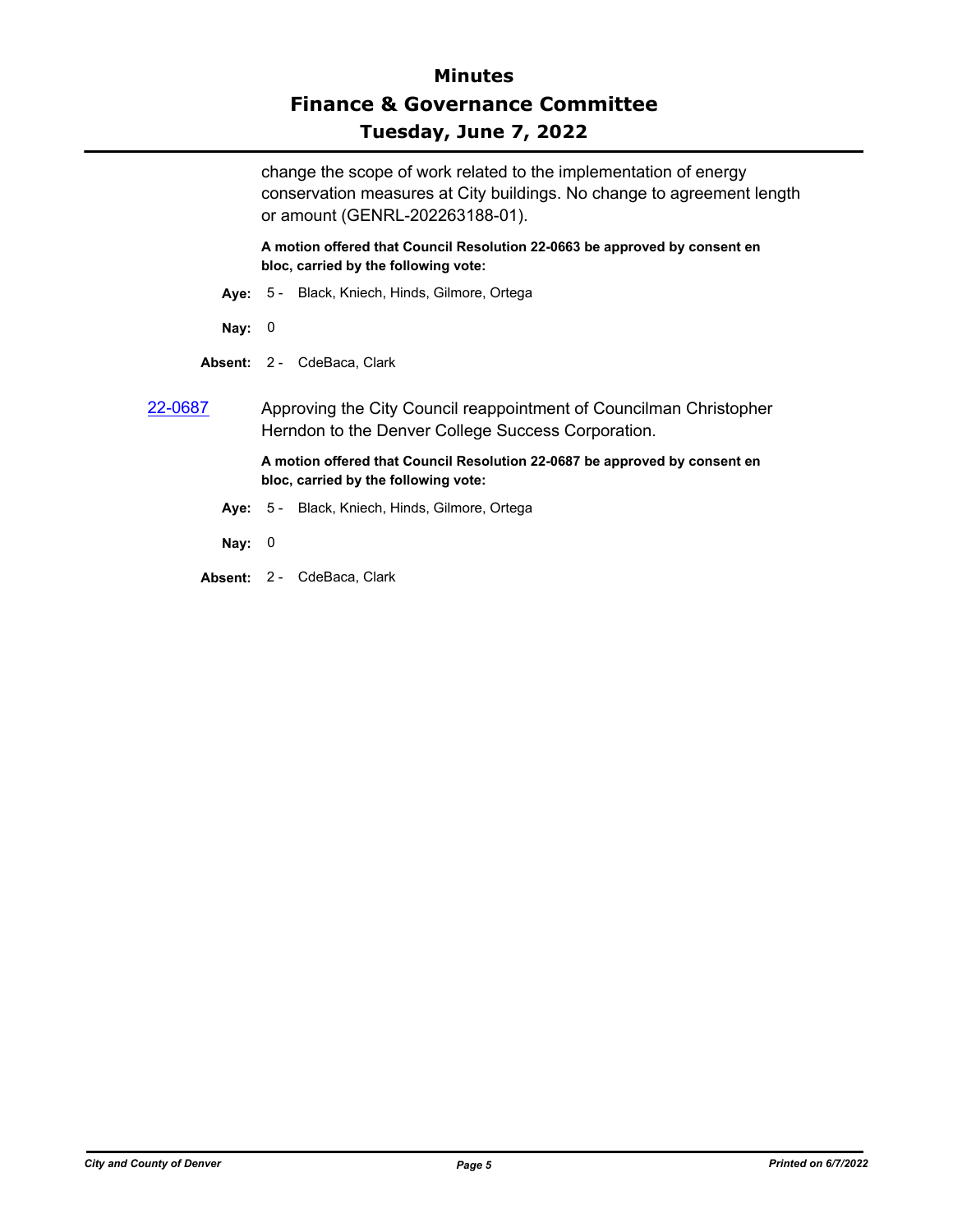change the scope of work related to the implementation of energy conservation measures at City buildings. No change to agreement length or amount (GENRL-202263188-01).

**A motion offered that Council Resolution 22-0663 be approved by consent en bloc, carried by the following vote:**

**Aye:** 5 - Black, Kniech, Hinds, Gilmore, Ortega

**Nay:** 0

**Absent:** 2 - CdeBaca, Clark

22-0687 Approving the City Council reappointment of Councilman Christopher Herndon to the Denver College Success Corporation.

**A motion offered that Council Resolution 22-0687 be approved by consent en bloc, carried by the following vote:**

**Aye:** 5 - Black, Kniech, Hinds, Gilmore, Ortega

**Nay:** 0

**Absent:** 2 - CdeBaca, Clark